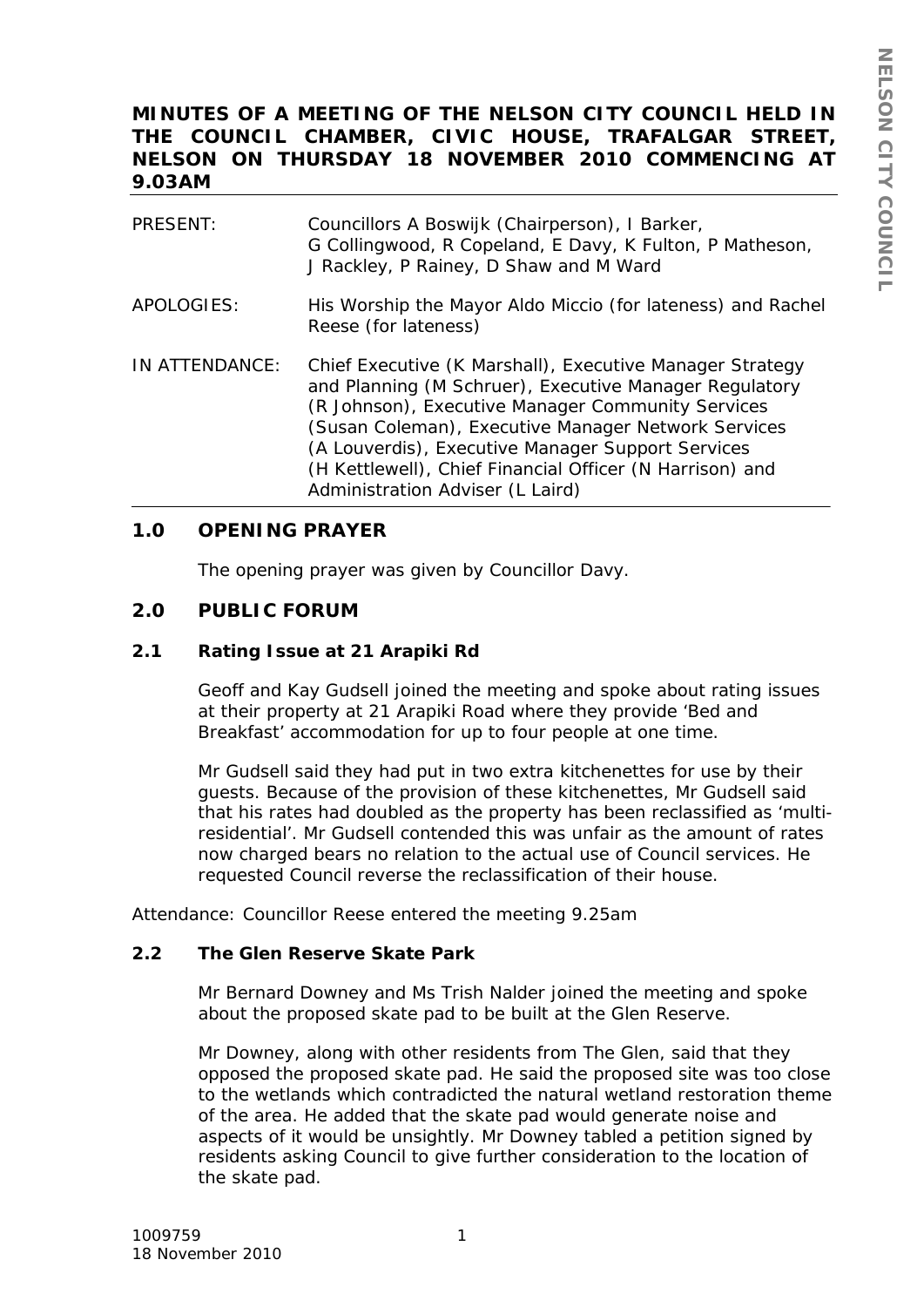**MINUTES OF A MEETING OF THE NELSON CITY COUNCIL HELD IN THE COUNCIL CHAMBER, CIVIC HOUSE, TRAFALGAR STREET, NELSON ON THURSDAY 18 NOVEMBER 2010 COMMENCING AT 9.03AM**

| | |
|---|---|
| PRESENT: | Councillors A Boswijk (Chairperson), I Barker, G Collingwood, R Copeland, E Davy, K Fulton, P Matheson, J Rackley, P Rainey, D Shaw and M Ward |
| APOLOGIES: | His Worship the Mayor Aldo Miccio (for lateness) and Rachel Reese (for lateness) |
| IN ATTENDANCE: | Chief Executive (K Marshall), Executive Manager Strategy and Planning (M Schruer), Executive Manager Regulatory (R Johnson), Executive Manager Community Services (Susan Coleman), Executive Manager Network Services (A Louverdis), Executive Manager Support Services (H Kettlewell), Chief Financial Officer (N Harrison) and Administration Adviser (L Laird) |

## 1.0 OPENING PRAYER

The opening prayer was given by Councillor Davy.

## 2.0 PUBLIC FORUM

### 2.1 Rating Issue at 21 Arapiki Rd

Geoff and Kay Gudsell joined the meeting and spoke about rating issues at their property at 21 Arapiki Road where they provide 'Bed and Breakfast' accommodation for up to four people at one time.

Mr Gudsell said they had put in two extra kitchenettes for use by their guests. Because of the provision of these kitchenettes, Mr Gudsell said that his rates had doubled as the property has been reclassified as 'multi-residential'. Mr Gudsell contended this was unfair as the amount of rates now charged bears no relation to the actual use of Council services. He requested Council reverse the reclassification of their house.

Attendance: Councillor Reese entered the meeting 9.25am

### 2.2 The Glen Reserve Skate Park

Mr Bernard Downey and Ms Trish Nalder joined the meeting and spoke about the proposed skate pad to be built at the Glen Reserve.

Mr Downey, along with other residents from The Glen, said that they opposed the proposed skate pad. He said the proposed site was too close to the wetlands which contradicted the natural wetland restoration theme of the area. He added that the skate pad would generate noise and aspects of it would be unsightly. Mr Downey tabled a petition signed by residents asking Council to give further consideration to the location of the skate pad.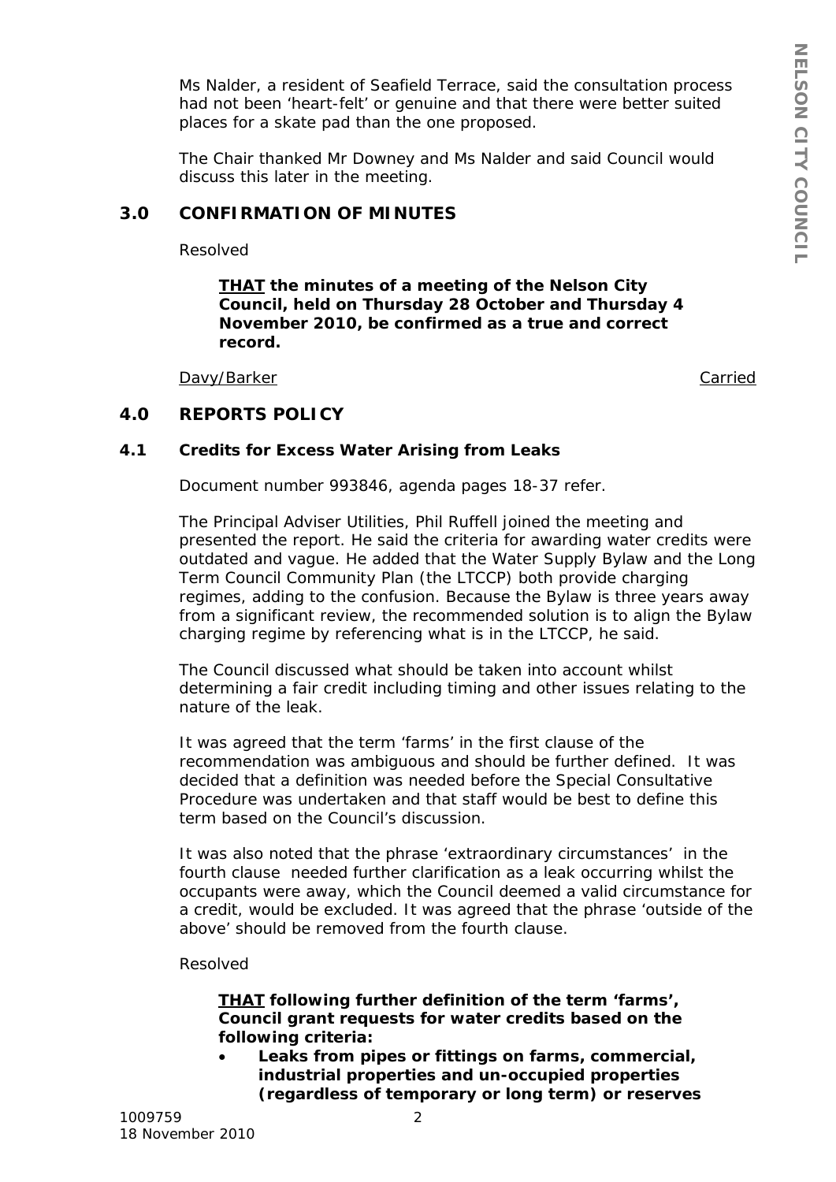Ms Nalder, a resident of Seafield Terrace, said the consultation process had not been 'heart-felt' or genuine and that there were better suited places for a skate pad than the one proposed.

The Chair thanked Mr Downey and Ms Nalder and said Council would discuss this later in the meeting.

## 3.0 CONFIRMATION OF MINUTES

Resolved

> **<u>THAT</u> the minutes of a meeting of the Nelson City Council, held on Thursday 28 October and Thursday 4 November 2010, be confirmed as a true and correct record.**

<u>Davy/Barker</u> <u>Carried</u>

## 4.0 REPORTS POLICY

### 4.1 Credits for Excess Water Arising from Leaks

Document number 993846, agenda pages 18-37 refer.

The Principal Adviser Utilities, Phil Ruffell joined the meeting and presented the report. He said the criteria for awarding water credits were outdated and vague. He added that the Water Supply Bylaw and the Long Term Council Community Plan (the LTCCP) both provide charging regimes, adding to the confusion. Because the Bylaw is three years away from a significant review, the recommended solution is to align the Bylaw charging regime by referencing what is in the LTCCP, he said.

The Council discussed what should be taken into account whilst determining a fair credit including timing and other issues relating to the nature of the leak.

It was agreed that the term 'farms' in the first clause of the recommendation was ambiguous and should be further defined. It was decided that a definition was needed before the Special Consultative Procedure was undertaken and that staff would be best to define this term based on the Council's discussion.

It was also noted that the phrase 'extraordinary circumstances' in the fourth clause needed further clarification as a leak occurring whilst the occupants were away, which the Council deemed a valid circumstance for a credit, would be excluded. It was agreed that the phrase 'outside of the above' should be removed from the fourth clause.

Resolved

> **<u>THAT</u> following further definition of the term 'farms', Council grant requests for water credits based on the following criteria:**
>
> - **Leaks from pipes or fittings on farms, commercial, industrial properties and un-occupied properties (regardless of temporary or long term) or reserves**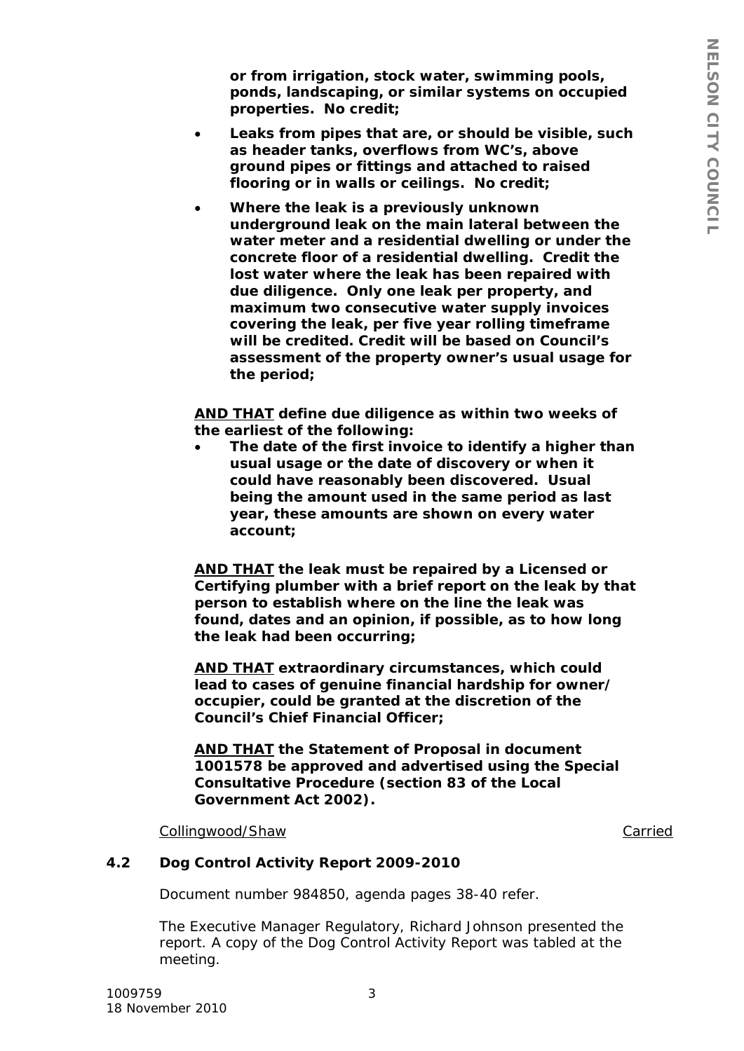**or from irrigation, stock water, swimming pools, ponds, landscaping, or similar systems on occupied properties. No credit;**

- **Leaks from pipes that are, or should be visible, such as header tanks, overflows from WC's, above ground pipes or fittings and attached to raised flooring or in walls or ceilings. No credit;**
- **Where the leak is a previously unknown underground leak on the main lateral between the water meter and a residential dwelling or under the concrete floor of a residential dwelling. Credit the lost water where the leak has been repaired with due diligence. Only one leak per property, and maximum two consecutive water supply invoices covering the leak, per five year rolling timeframe will be credited. Credit will be based on Council's assessment of the property owner's usual usage for the period;**

**<u>AND THAT</u> define due diligence as within two weeks of the earliest of the following:**

- **The date of the first invoice to identify a higher than usual usage or the date of discovery or when it could have reasonably been discovered. Usual being the amount used in the same period as last year, these amounts are shown on every water account;**

**<u>AND THAT</u> the leak must be repaired by a Licensed or Certifying plumber with a brief report on the leak by that person to establish where on the line the leak was found, dates and an opinion, if possible, as to how long the leak had been occurring;**

**<u>AND THAT</u> extraordinary circumstances, which could lead to cases of genuine financial hardship for owner/ occupier, could be granted at the discretion of the Council's Chief Financial Officer;**

**<u>AND THAT</u> the Statement of Proposal in document 1001578 be approved and advertised using the Special Consultative Procedure (section 83 of the Local Government Act 2002).**

<u>Collingwood/Shaw</u> <u>Carried</u>

### 4.2 Dog Control Activity Report 2009-2010

Document number 984850, agenda pages 38-40 refer.

The Executive Manager Regulatory, Richard Johnson presented the report. A copy of the Dog Control Activity Report was tabled at the meeting.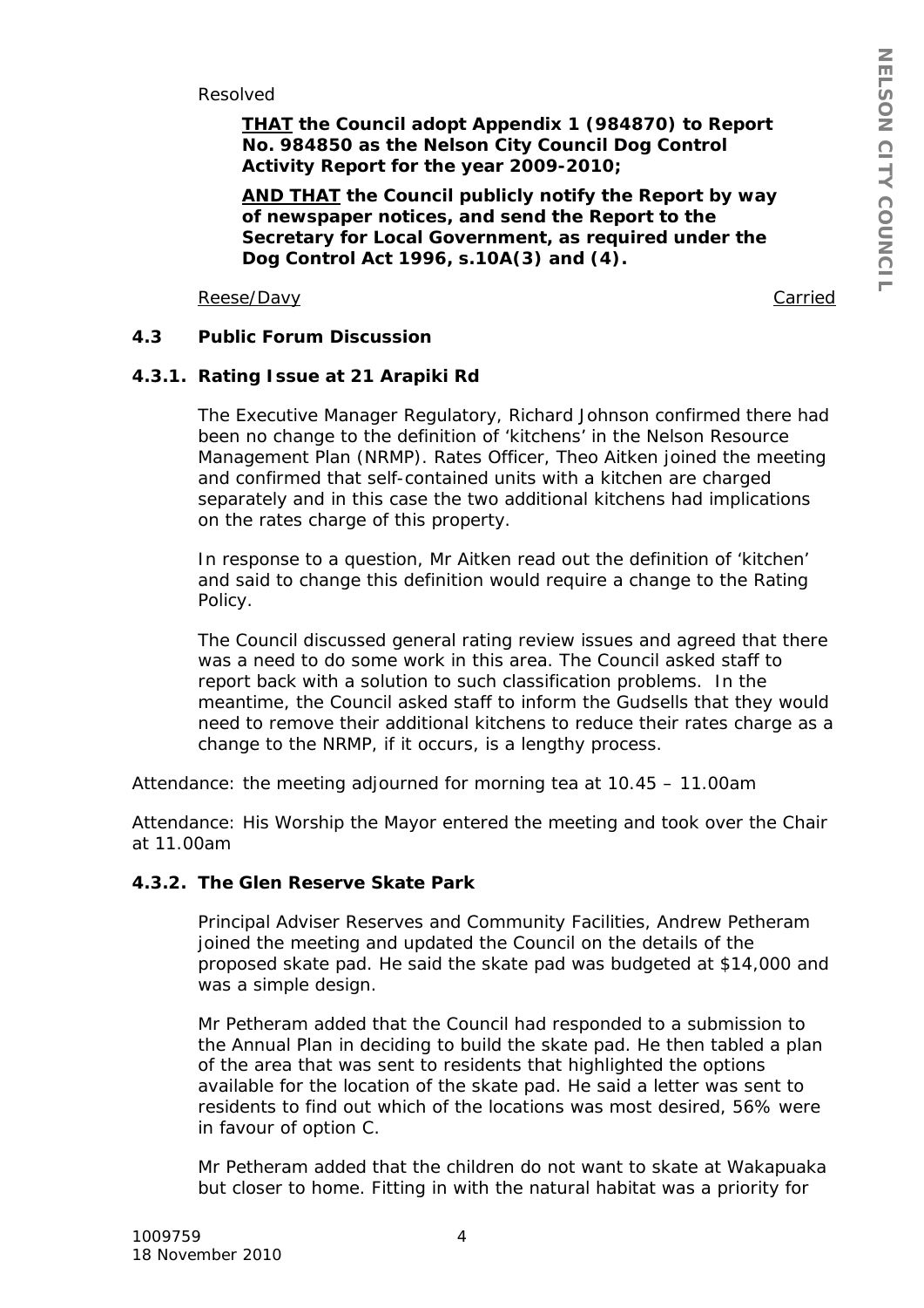Resolved

> **<u>THAT</u> the Council adopt Appendix 1 (984870) to Report No. 984850 as the Nelson City Council Dog Control Activity Report for the year 2009-2010;**
>
> **<u>AND THAT</u> the Council publicly notify the Report by way of newspaper notices, and send the Report to the Secretary for Local Government, as required under the Dog Control Act 1996, s.10A(3) and (4).**

<u>Reese/Davy</u> <u>Carried</u>

### 4.3 Public Forum Discussion

#### 4.3.1. Rating Issue at 21 Arapiki Rd

The Executive Manager Regulatory, Richard Johnson confirmed there had been no change to the definition of 'kitchens' in the Nelson Resource Management Plan (NRMP). Rates Officer, Theo Aitken joined the meeting and confirmed that self-contained units with a kitchen are charged separately and in this case the two additional kitchens had implications on the rates charge of this property.

In response to a question, Mr Aitken read out the definition of 'kitchen' and said to change this definition would require a change to the Rating Policy.

The Council discussed general rating review issues and agreed that there was a need to do some work in this area. The Council asked staff to report back with a solution to such classification problems. In the meantime, the Council asked staff to inform the Gudsells that they would need to remove their additional kitchens to reduce their rates charge as a change to the NRMP, if it occurs, is a lengthy process.

Attendance: the meeting adjourned for morning tea at 10.45 – 11.00am

Attendance: His Worship the Mayor entered the meeting and took over the Chair at 11.00am

#### 4.3.2. The Glen Reserve Skate Park

Principal Adviser Reserves and Community Facilities, Andrew Petheram joined the meeting and updated the Council on the details of the proposed skate pad. He said the skate pad was budgeted at $14,000 and was a simple design.

Mr Petheram added that the Council had responded to a submission to the Annual Plan in deciding to build the skate pad. He then tabled a plan of the area that was sent to residents that highlighted the options available for the location of the skate pad. He said a letter was sent to residents to find out which of the locations was most desired, 56% were in favour of option C.

Mr Petheram added that the children do not want to skate at Wakapuaka but closer to home. Fitting in with the natural habitat was a priority for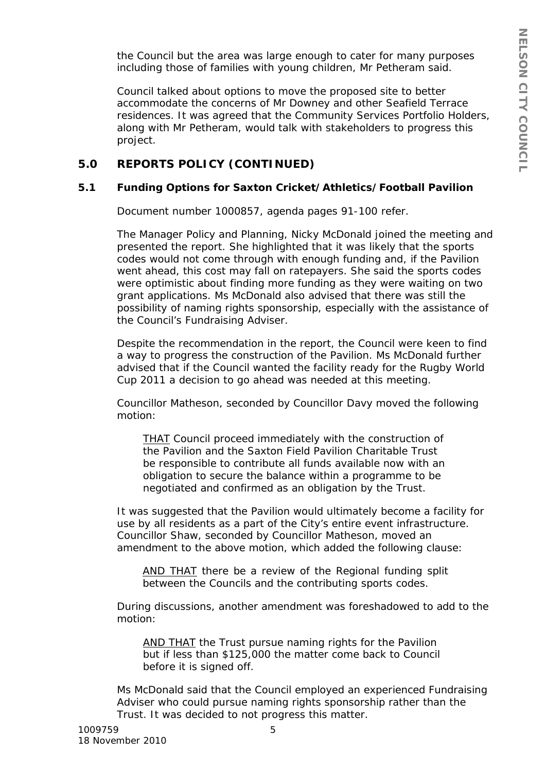the Council but the area was large enough to cater for many purposes including those of families with young children, Mr Petheram said.

Council talked about options to move the proposed site to better accommodate the concerns of Mr Downey and other Seafield Terrace residences. It was agreed that the Community Services Portfolio Holders, along with Mr Petheram, would talk with stakeholders to progress this project.

## 5.0 REPORTS POLICY (CONTINUED)

### 5.1 Funding Options for Saxton Cricket/Athletics/Football Pavilion

Document number 1000857, agenda pages 91-100 refer.

The Manager Policy and Planning, Nicky McDonald joined the meeting and presented the report. She highlighted that it was likely that the sports codes would not come through with enough funding and, if the Pavilion went ahead, this cost may fall on ratepayers. She said the sports codes were optimistic about finding more funding as they were waiting on two grant applications. Ms McDonald also advised that there was still the possibility of naming rights sponsorship, especially with the assistance of the Council's Fundraising Adviser.

Despite the recommendation in the report, the Council were keen to find a way to progress the construction of the Pavilion. Ms McDonald further advised that if the Council wanted the facility ready for the Rugby World Cup 2011 a decision to go ahead was needed at this meeting.

Councillor Matheson, seconded by Councillor Davy moved the following motion:

> <u>THAT</u> Council proceed immediately with the construction of the Pavilion and the Saxton Field Pavilion Charitable Trust be responsible to contribute all funds available now with an obligation to secure the balance within a programme to be negotiated and confirmed as an obligation by the Trust.

It was suggested that the Pavilion would ultimately become a facility for use by all residents as a part of the City's entire event infrastructure. Councillor Shaw, seconded by Councillor Matheson, moved an amendment to the above motion, which added the following clause:

> <u>AND THAT</u> there be a review of the Regional funding split between the Councils and the contributing sports codes.

During discussions, another amendment was foreshadowed to add to the motion:

> <u>AND THAT</u> the Trust pursue naming rights for the Pavilion but if less than $125,000 the matter come back to Council before it is signed off.

Ms McDonald said that the Council employed an experienced Fundraising Adviser who could pursue naming rights sponsorship rather than the Trust. It was decided to not progress this matter.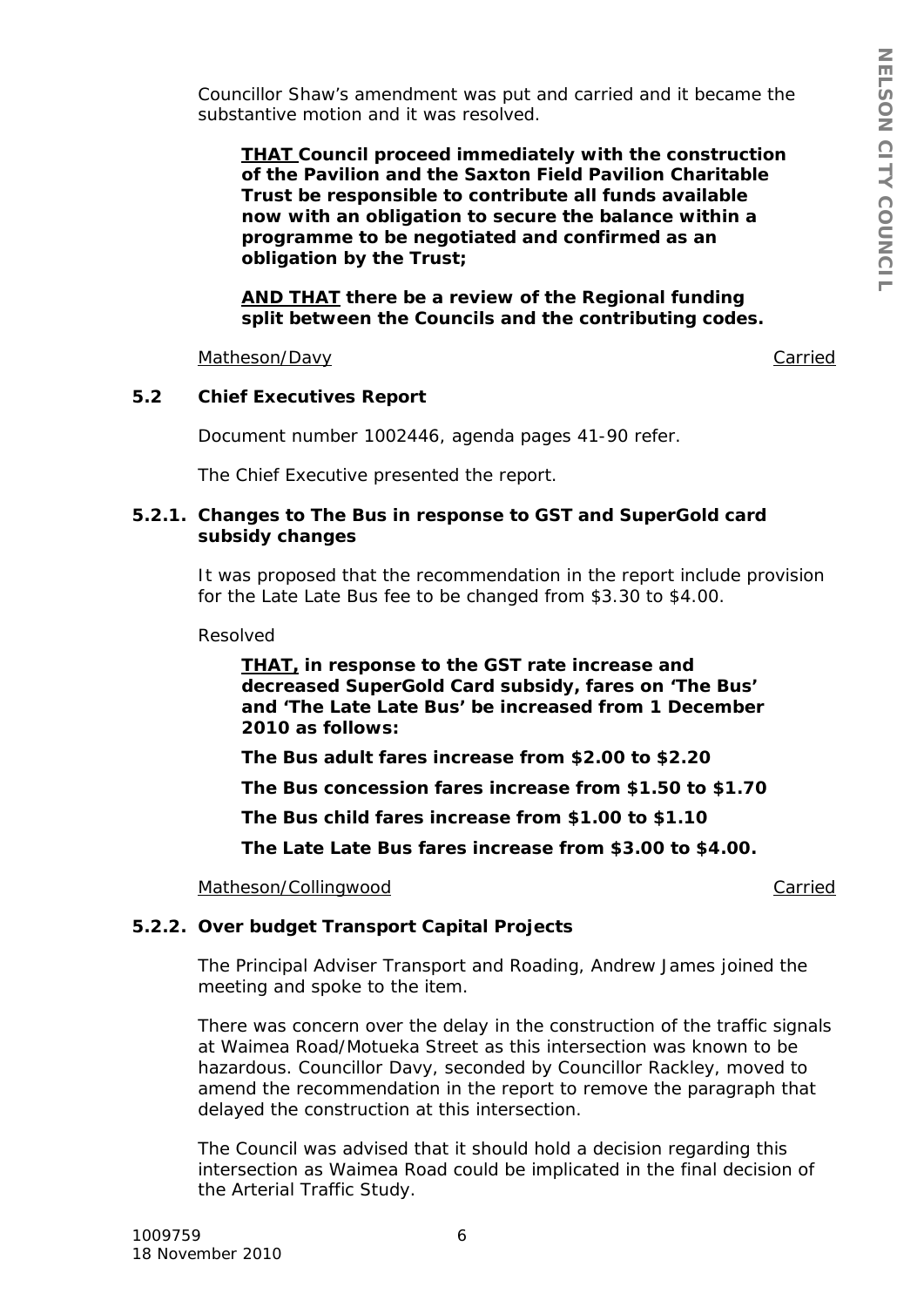Councillor Shaw's amendment was put and carried and it became the substantive motion and it was resolved.

> **<u>THAT</u> Council proceed immediately with the construction of the Pavilion and the Saxton Field Pavilion Charitable Trust be responsible to contribute all funds available now with an obligation to secure the balance within a programme to be negotiated and confirmed as an obligation by the Trust;**
>
> **<u>AND THAT</u> there be a review of the Regional funding split between the Councils and the contributing codes.**

<u>Matheson/Davy</u> <u>Carried</u>

### 5.2 Chief Executives Report

Document number 1002446, agenda pages 41-90 refer.

The Chief Executive presented the report.

#### 5.2.1. Changes to The Bus in response to GST and SuperGold card subsidy changes

It was proposed that the recommendation in the report include provision for the Late Late Bus fee to be changed from $3.30 to $4.00.

Resolved

> **<u>THAT,</u> in response to the GST rate increase and decreased SuperGold Card subsidy, fares on 'The Bus' and 'The Late Late Bus' be increased from 1 December 2010 as follows:**
>
> **The Bus adult fares increase from $2.00 to $2.20**
>
> **The Bus concession fares increase from $1.50 to $1.70**
>
> **The Bus child fares increase from $1.00 to $1.10**
>
> **The Late Late Bus fares increase from $3.00 to $4.00.**

<u>Matheson/Collingwood</u> <u>Carried</u>

#### 5.2.2. Over budget Transport Capital Projects

The Principal Adviser Transport and Roading, Andrew James joined the meeting and spoke to the item.

There was concern over the delay in the construction of the traffic signals at Waimea Road/Motueka Street as this intersection was known to be hazardous. Councillor Davy, seconded by Councillor Rackley, moved to amend the recommendation in the report to remove the paragraph that delayed the construction at this intersection.

The Council was advised that it should hold a decision regarding this intersection as Waimea Road could be implicated in the final decision of the Arterial Traffic Study.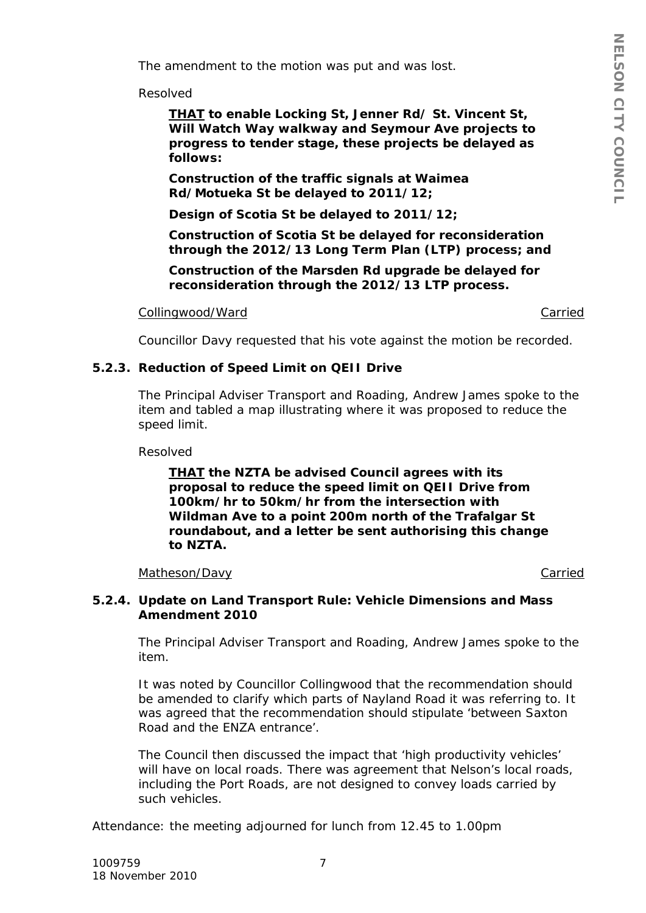The amendment to the motion was put and was lost.

Resolved

> **<u>THAT</u> to enable Locking St, Jenner Rd/ St. Vincent St, Will Watch Way walkway and Seymour Ave projects to progress to tender stage, these projects be delayed as follows:**
>
> **Construction of the traffic signals at Waimea Rd/Motueka St be delayed to 2011/12;**
>
> **Design of Scotia St be delayed to 2011/12;**
>
> **Construction of Scotia St be delayed for reconsideration through the 2012/13 Long Term Plan (LTP) process; and**
>
> **Construction of the Marsden Rd upgrade be delayed for reconsideration through the 2012/13 LTP process.**

<u>Collingwood/Ward</u> <u>Carried</u>

Councillor Davy requested that his vote against the motion be recorded.

### 5.2.3. Reduction of Speed Limit on QEII Drive

The Principal Adviser Transport and Roading, Andrew James spoke to the item and tabled a map illustrating where it was proposed to reduce the speed limit.

Resolved

> **<u>THAT</u> the NZTA be advised Council agrees with its proposal to reduce the speed limit on QEII Drive from 100km/hr to 50km/hr from the intersection with Wildman Ave to a point 200m north of the Trafalgar St roundabout, and a letter be sent authorising this change to NZTA.**

<u>Matheson/Davy</u> <u>Carried</u>

### 5.2.4. Update on Land Transport Rule: Vehicle Dimensions and Mass Amendment 2010

The Principal Adviser Transport and Roading, Andrew James spoke to the item.

It was noted by Councillor Collingwood that the recommendation should be amended to clarify which parts of Nayland Road it was referring to. It was agreed that the recommendation should stipulate 'between Saxton Road and the ENZA entrance'.

The Council then discussed the impact that 'high productivity vehicles' will have on local roads. There was agreement that Nelson's local roads, including the Port Roads, are not designed to convey loads carried by such vehicles.

Attendance: the meeting adjourned for lunch from 12.45 to 1.00pm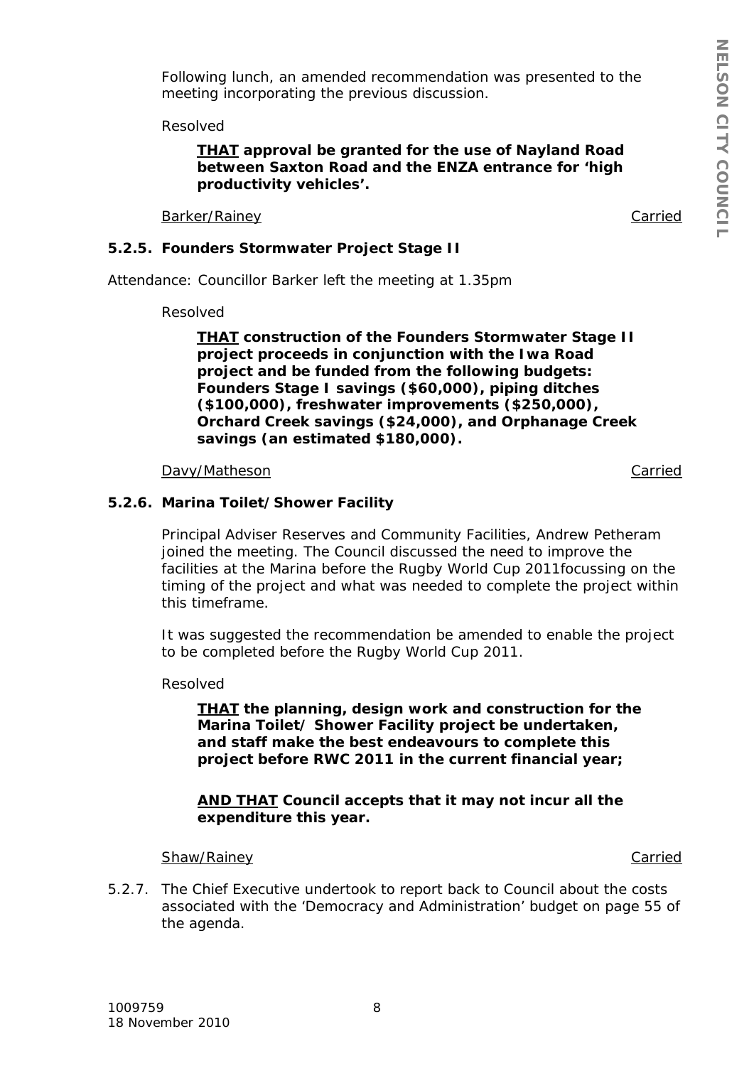Following lunch, an amended recommendation was presented to the meeting incorporating the previous discussion.

Resolved

> **<u>THAT</u> approval be granted for the use of Nayland Road between Saxton Road and the ENZA entrance for 'high productivity vehicles'.**

<u>Barker/Rainey</u> <u>Carried</u>

### 5.2.5. Founders Stormwater Project Stage II

Attendance: Councillor Barker left the meeting at 1.35pm

Resolved

> **<u>THAT</u> construction of the Founders Stormwater Stage II project proceeds in conjunction with the Iwa Road project and be funded from the following budgets: Founders Stage I savings ($60,000), piping ditches ($100,000), freshwater improvements ($250,000), Orchard Creek savings ($24,000), and Orphanage Creek savings (an estimated $180,000).**

<u>Davy/Matheson</u> <u>Carried</u>

### 5.2.6. Marina Toilet/Shower Facility

Principal Adviser Reserves and Community Facilities, Andrew Petheram joined the meeting. The Council discussed the need to improve the facilities at the Marina before the Rugby World Cup 2011focussing on the timing of the project and what was needed to complete the project within this timeframe.

It was suggested the recommendation be amended to enable the project to be completed before the Rugby World Cup 2011.

Resolved

> **<u>THAT</u> the planning, design work and construction for the Marina Toilet/ Shower Facility project be undertaken, and staff make the best endeavours to complete this project before RWC 2011 in the current financial year;**
>
> **<u>AND THAT</u> Council accepts that it may not incur all the expenditure this year.**

<u>Shaw/Rainey</u> <u>Carried</u>

5.2.7. The Chief Executive undertook to report back to Council about the costs associated with the 'Democracy and Administration' budget on page 55 of the agenda.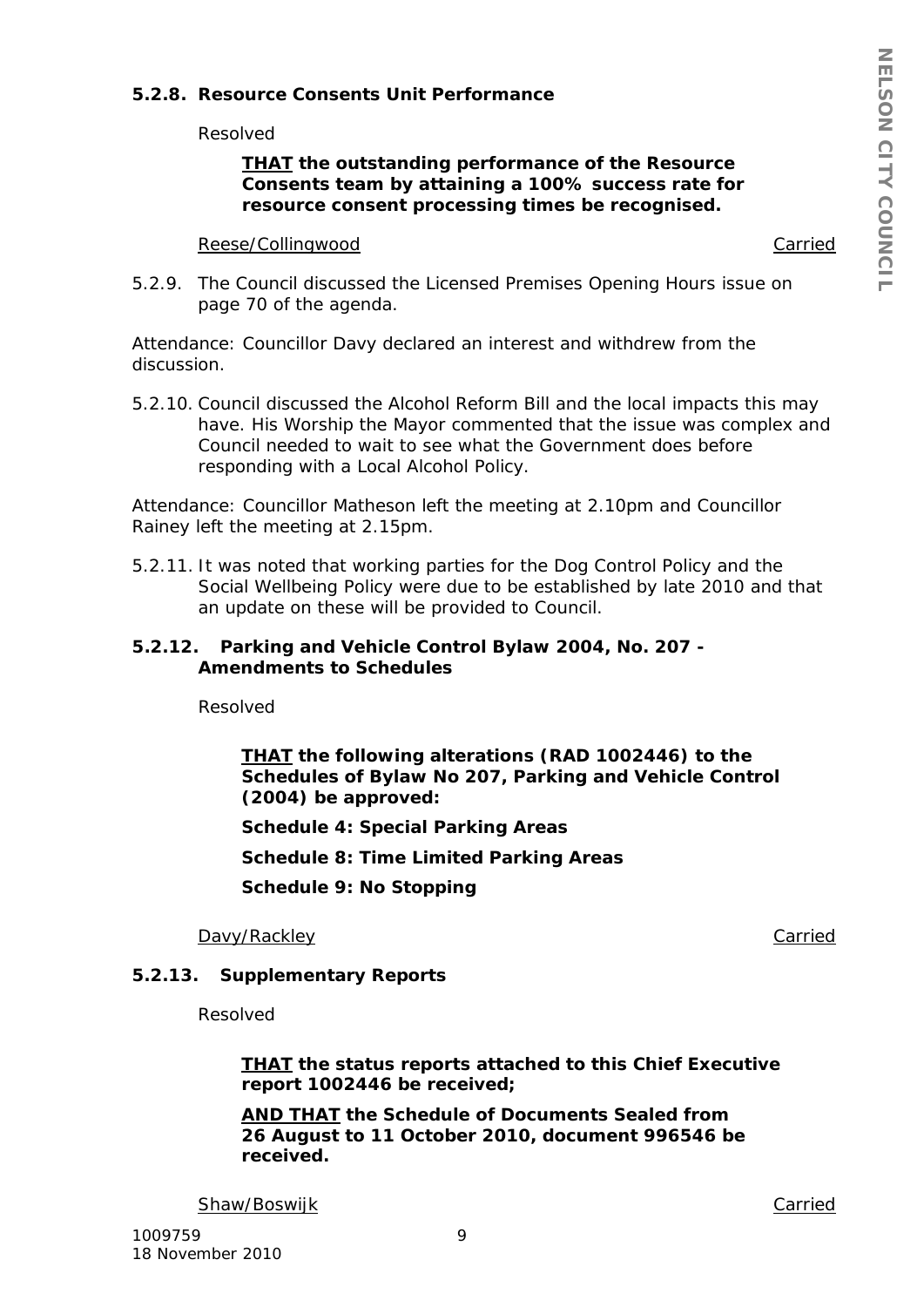**5.2.8. Resource Consents Unit Performance**

Resolved

> **<u>THAT</u> the outstanding performance of the Resource Consents team by attaining a 100% success rate for resource consent processing times be recognised.**

<u>Reese/Collingwood</u> <u>Carried</u>

5.2.9. The Council discussed the Licensed Premises Opening Hours issue on page 70 of the agenda.

Attendance: Councillor Davy declared an interest and withdrew from the discussion.

5.2.10. Council discussed the Alcohol Reform Bill and the local impacts this may have. His Worship the Mayor commented that the issue was complex and Council needed to wait to see what the Government does before responding with a Local Alcohol Policy.

Attendance: Councillor Matheson left the meeting at 2.10pm and Councillor Rainey left the meeting at 2.15pm.

5.2.11. It was noted that working parties for the Dog Control Policy and the Social Wellbeing Policy were due to be established by late 2010 and that an update on these will be provided to Council.

**5.2.12. Parking and Vehicle Control Bylaw 2004, No. 207 - Amendments to Schedules**

Resolved

> **<u>THAT</u> the following alterations (RAD 1002446) to the Schedules of Bylaw No 207, Parking and Vehicle Control (2004) be approved:**
>
> **Schedule 4: Special Parking Areas**
>
> **Schedule 8: Time Limited Parking Areas**
>
> **Schedule 9: No Stopping**

<u>Davy/Rackley</u> <u>Carried</u>

**5.2.13. Supplementary Reports**

Resolved

> **<u>THAT</u> the status reports attached to this Chief Executive report 1002446 be received;**
>
> **<u>AND THAT</u> the Schedule of Documents Sealed from 26 August to 11 October 2010, document 996546 be received.**

<u>Shaw/Boswijk</u> <u>Carried</u>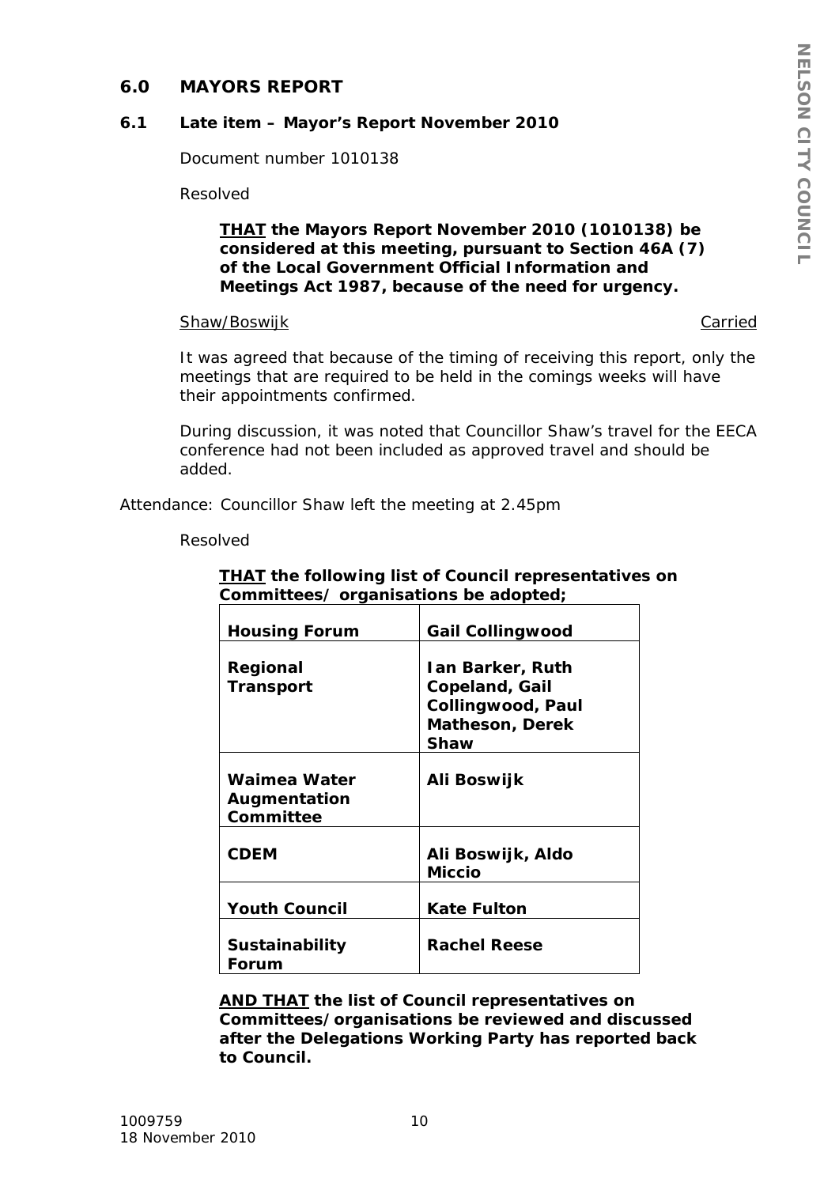## 6.0 MAYORS REPORT

### 6.1 Late item – Mayor's Report November 2010

Document number 1010138

Resolved

**<u>THAT</u> the Mayors Report November 2010 (1010138) be considered at this meeting, pursuant to Section 46A (7) of the Local Government Official Information and Meetings Act 1987, because of the need for urgency.**

<u>Shaw/Boswijk</u> <u>Carried</u>

It was agreed that because of the timing of receiving this report, only the meetings that are required to be held in the comings weeks will have their appointments confirmed.

During discussion, it was noted that Councillor Shaw's travel for the EECA conference had not been included as approved travel and should be added.

Attendance: Councillor Shaw left the meeting at 2.45pm

Resolved

**<u>THAT</u> the following list of Council representatives on Committees/ organisations be adopted;**

| **Housing Forum** | **Gail Collingwood** |
|---|---|
| **Regional Transport** | **Ian Barker, Ruth Copeland, Gail Collingwood, Paul Matheson, Derek Shaw** |
| **Waimea Water Augmentation Committee** | **Ali Boswijk** |
| **CDEM** | **Ali Boswijk, Aldo Miccio** |
| **Youth Council** | **Kate Fulton** |
| **Sustainability Forum** | **Rachel Reese** |

**<u>AND THAT</u> the list of Council representatives on Committees/organisations be reviewed and discussed after the Delegations Working Party has reported back to Council.**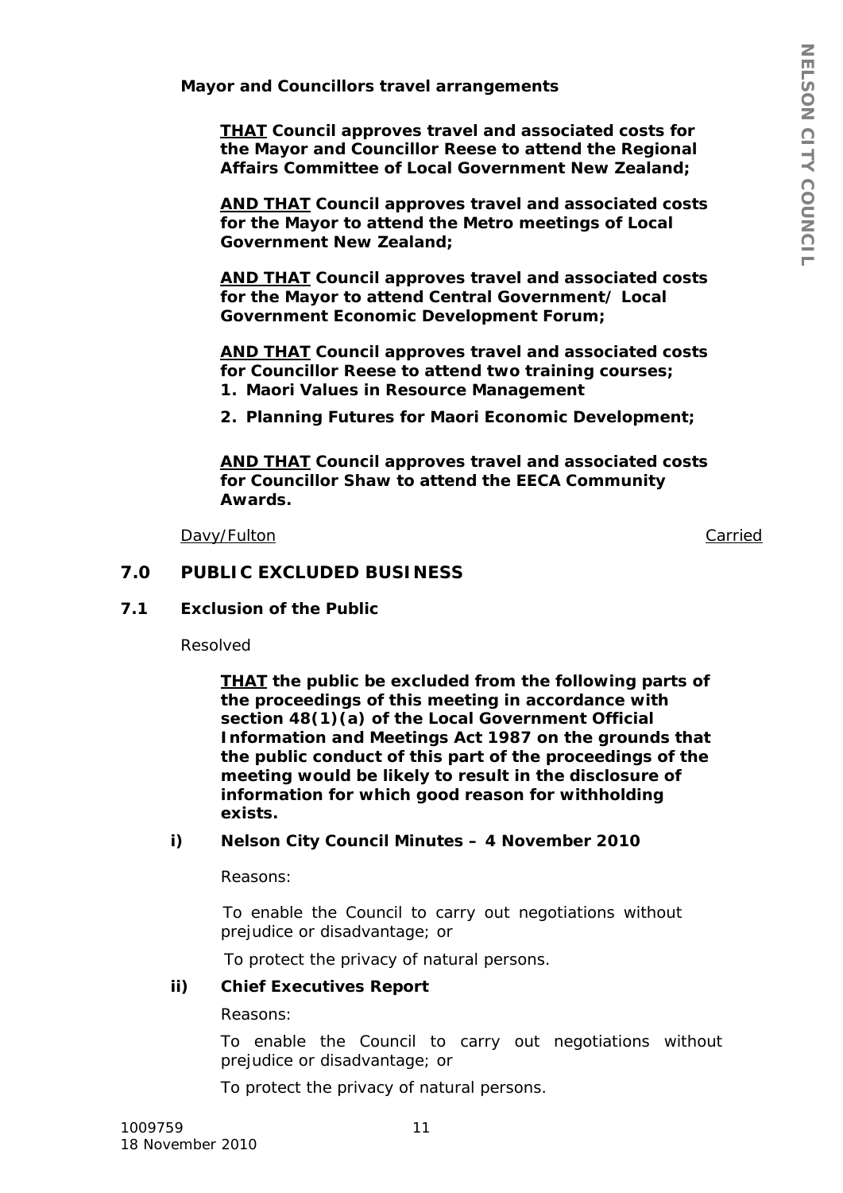**Mayor and Councillors travel arrangements**

> **<u>THAT</u> Council approves travel and associated costs for the Mayor and Councillor Reese to attend the Regional Affairs Committee of Local Government New Zealand;**
>
> **<u>AND THAT</u> Council approves travel and associated costs for the Mayor to attend the Metro meetings of Local Government New Zealand;**
>
> **<u>AND THAT</u> Council approves travel and associated costs for the Mayor to attend Central Government/ Local Government Economic Development Forum;**
>
> **<u>AND THAT</u> Council approves travel and associated costs for Councillor Reese to attend two training courses;**
>
> **1. Maori Values in Resource Management**
>
> **2. Planning Futures for Maori Economic Development;**
>
> **<u>AND THAT</u> Council approves travel and associated costs for Councillor Shaw to attend the EECA Community Awards.**

<u>Davy/Fulton</u> <u>Carried</u>

## 7.0 PUBLIC EXCLUDED BUSINESS

### 7.1 Exclusion of the Public

Resolved

> **<u>THAT</u> the public be excluded from the following parts of the proceedings of this meeting in accordance with section 48(1)(a) of the Local Government Official Information and Meetings Act 1987 on the grounds that the public conduct of this part of the proceedings of the meeting would be likely to result in the disclosure of information for which good reason for withholding exists.**

**i) Nelson City Council Minutes – 4 November 2010**

Reasons:

To enable the Council to carry out negotiations without prejudice or disadvantage; or

To protect the privacy of natural persons.

**ii) Chief Executives Report**

Reasons:

To enable the Council to carry out negotiations without prejudice or disadvantage; or

To protect the privacy of natural persons.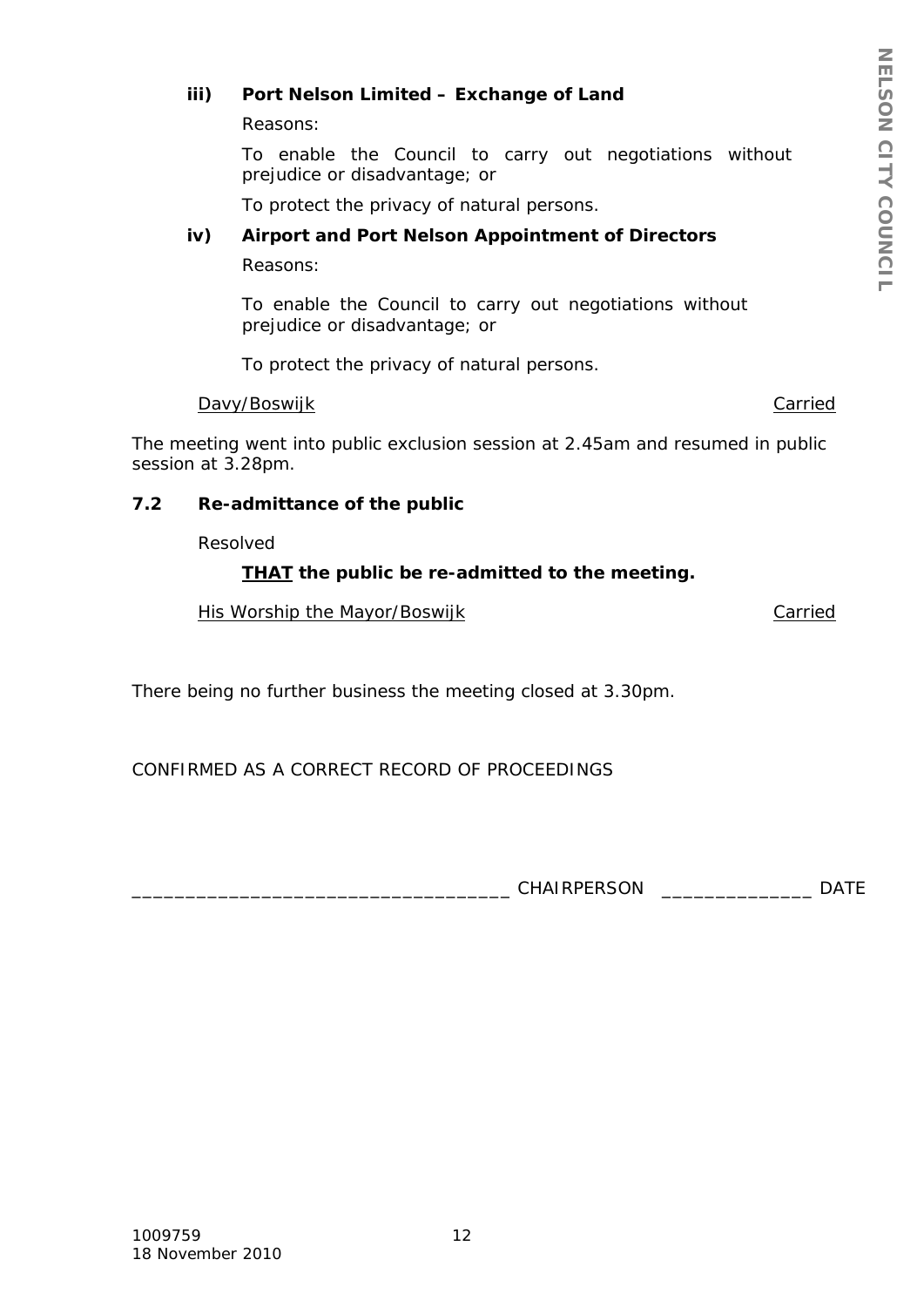**iii) Port Nelson Limited – Exchange of Land**

Reasons:

To enable the Council to carry out negotiations without prejudice or disadvantage; or

To protect the privacy of natural persons.

**iv) Airport and Port Nelson Appointment of Directors**

Reasons:

To enable the Council to carry out negotiations without prejudice or disadvantage; or

To protect the privacy of natural persons.

<u>Davy/Boswijk</u> <u>Carried</u>

The meeting went into public exclusion session at 2.45am and resumed in public session at 3.28pm.

**7.2 Re-admittance of the public**

Resolved

***THAT*** **the public be re-admitted to the meeting.**

<u>His Worship the Mayor/Boswijk</u> <u>Carried</u>

There being no further business the meeting closed at 3.30pm.

CONFIRMED AS A CORRECT RECORD OF PROCEEDINGS

___________________________________ CHAIRPERSON ______________ DATE

1009759
18 November 2010